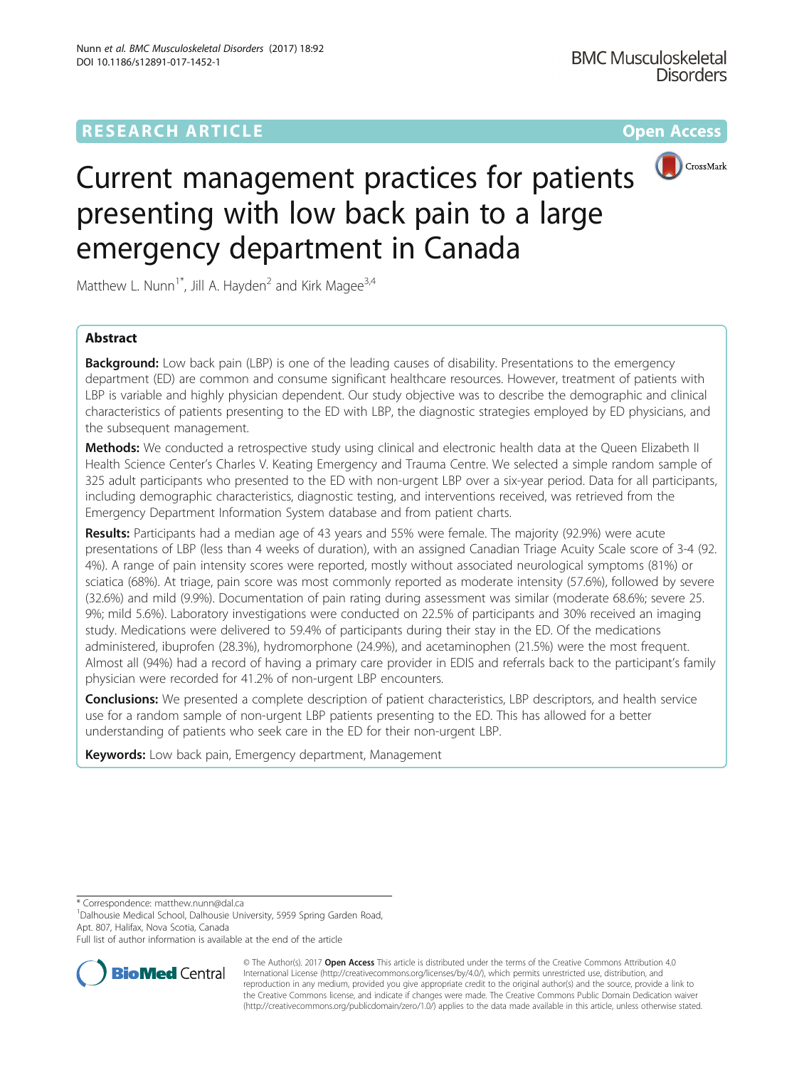RESEARCH ARTICLE

Open Access

# Current management practices for patients presenting with low back pain to a large emergency department in Canada

Matthew L. Nunn[1*], Jill A. Hayden[2] and Kirk Magee[3,4]

## Abstract

**Background:** Low back pain (LBP) is one of the leading causes of disability. Presentations to the emergency department (ED) are common and consume significant healthcare resources. However, treatment of patients with LBP is variable and highly physician dependent. Our study objective was to describe the demographic and clinical characteristics of patients presenting to the ED with LBP, the diagnostic strategies employed by ED physicians, and the subsequent management.

**Methods:** We conducted a retrospective study using clinical and electronic health data at the Queen Elizabeth II Health Science Center's Charles V. Keating Emergency and Trauma Centre. We selected a simple random sample of 325 adult participants who presented to the ED with non-urgent LBP over a six-year period. Data for all participants, including demographic characteristics, diagnostic testing, and interventions received, was retrieved from the Emergency Department Information System database and from patient charts.

**Results:** Participants had a median age of 43 years and 55% were female. The majority (92.9%) were acute presentations of LBP (less than 4 weeks of duration), with an assigned Canadian Triage Acuity Scale score of 3-4 (92.4%). A range of pain intensity scores were reported, mostly without associated neurological symptoms (81%) or sciatica (68%). At triage, pain score was most commonly reported as moderate intensity (57.6%), followed by severe (32.6%) and mild (9.9%). Documentation of pain rating during assessment was similar (moderate 68.6%; severe 25.9%; mild 5.6%). Laboratory investigations were conducted on 22.5% of participants and 30% received an imaging study. Medications were delivered to 59.4% of participants during their stay in the ED. Of the medications administered, ibuprofen (28.3%), hydromorphone (24.9%), and acetaminophen (21.5%) were the most frequent. Almost all (94%) had a record of having a primary care provider in EDIS and referrals back to the participant's family physician were recorded for 41.2% of non-urgent LBP encounters.

**Conclusions:** We presented a complete description of patient characteristics, LBP descriptors, and health service use for a random sample of non-urgent LBP patients presenting to the ED. This has allowed for a better understanding of patients who seek care in the ED for their non-urgent LBP.

**Keywords:** Low back pain, Emergency department, Management

---

* Correspondence: matthew.nunn@dal.ca

[1]Dalhousie Medical School, Dalhousie University, 5959 Spring Garden Road, Apt. 807, Halifax, Nova Scotia, Canada

Full list of author information is available at the end of the article

© The Author(s). 2017 **Open Access** This article is distributed under the terms of the Creative Commons Attribution 4.0 International License (http://creativecommons.org/licenses/by/4.0/), which permits unrestricted use, distribution, and reproduction in any medium, provided you give appropriate credit to the original author(s) and the source, provide a link to the Creative Commons license, and indicate if changes were made. The Creative Commons Public Domain Dedication waiver (http://creativecommons.org/publicdomain/zero/1.0/) applies to the data made available in this article, unless otherwise stated.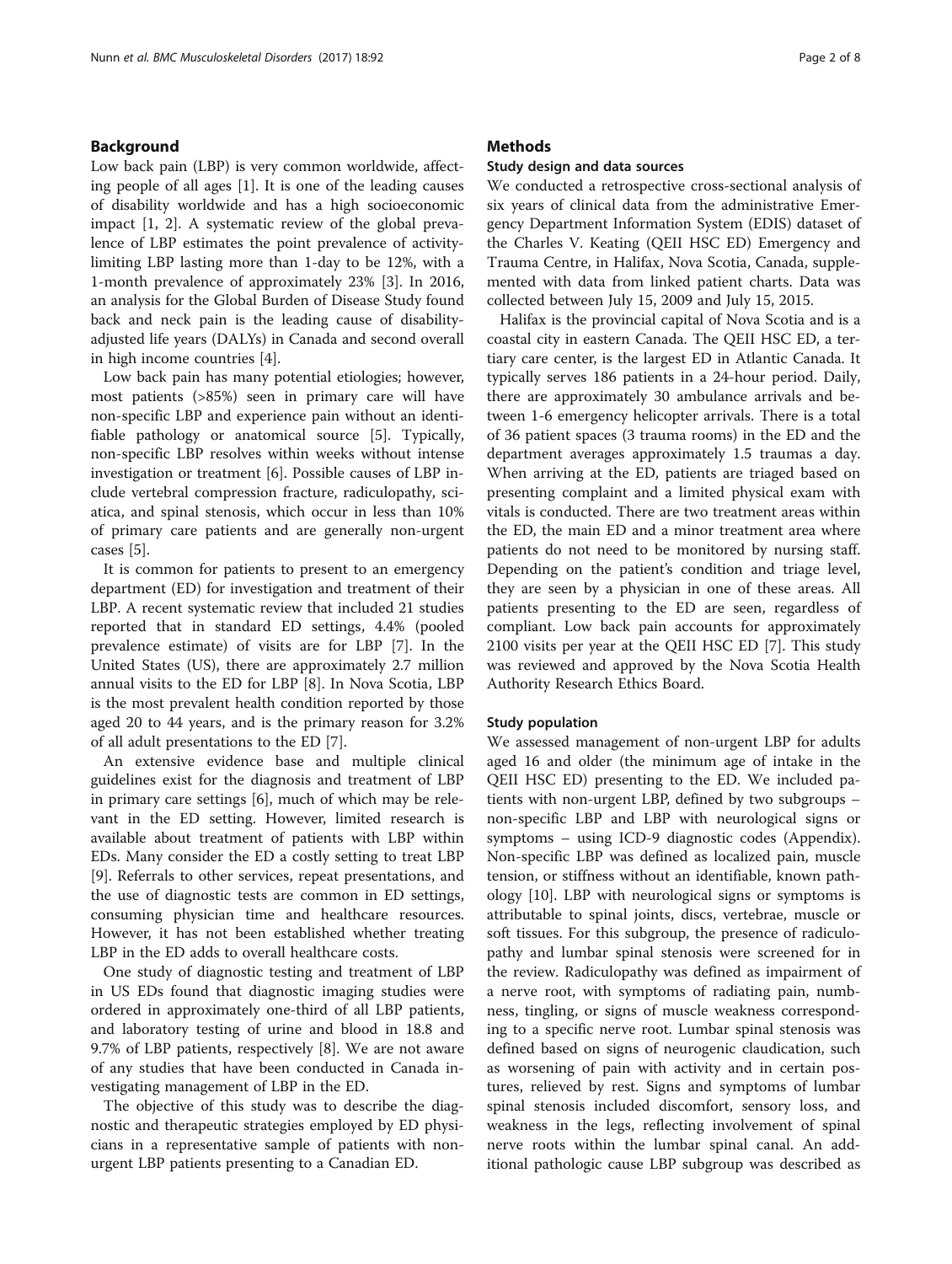## Background

Low back pain (LBP) is very common worldwide, affecting people of all ages [1]. It is one of the leading causes of disability worldwide and has a high socioeconomic impact [1, 2]. A systematic review of the global prevalence of LBP estimates the point prevalence of activity-limiting LBP lasting more than 1-day to be 12%, with a 1-month prevalence of approximately 23% [3]. In 2016, an analysis for the Global Burden of Disease Study found back and neck pain is the leading cause of disability-adjusted life years (DALYs) in Canada and second overall in high income countries [4].

Low back pain has many potential etiologies; however, most patients (>85%) seen in primary care will have non-specific LBP and experience pain without an identifiable pathology or anatomical source [5]. Typically, non-specific LBP resolves within weeks without intense investigation or treatment [6]. Possible causes of LBP include vertebral compression fracture, radiculopathy, sciatica, and spinal stenosis, which occur in less than 10% of primary care patients and are generally non-urgent cases [5].

It is common for patients to present to an emergency department (ED) for investigation and treatment of their LBP. A recent systematic review that included 21 studies reported that in standard ED settings, 4.4% (pooled prevalence estimate) of visits are for LBP [7]. In the United States (US), there are approximately 2.7 million annual visits to the ED for LBP [8]. In Nova Scotia, LBP is the most prevalent health condition reported by those aged 20 to 44 years, and is the primary reason for 3.2% of all adult presentations to the ED [7].

An extensive evidence base and multiple clinical guidelines exist for the diagnosis and treatment of LBP in primary care settings [6], much of which may be relevant in the ED setting. However, limited research is available about treatment of patients with LBP within EDs. Many consider the ED a costly setting to treat LBP [9]. Referrals to other services, repeat presentations, and the use of diagnostic tests are common in ED settings, consuming physician time and healthcare resources. However, it has not been established whether treating LBP in the ED adds to overall healthcare costs.

One study of diagnostic testing and treatment of LBP in US EDs found that diagnostic imaging studies were ordered in approximately one-third of all LBP patients, and laboratory testing of urine and blood in 18.8 and 9.7% of LBP patients, respectively [8]. We are not aware of any studies that have been conducted in Canada investigating management of LBP in the ED.

The objective of this study was to describe the diagnostic and therapeutic strategies employed by ED physicians in a representative sample of patients with non-urgent LBP patients presenting to a Canadian ED.

## Methods

### Study design and data sources

We conducted a retrospective cross-sectional analysis of six years of clinical data from the administrative Emergency Department Information System (EDIS) dataset of the Charles V. Keating (QEII HSC ED) Emergency and Trauma Centre, in Halifax, Nova Scotia, Canada, supplemented with data from linked patient charts. Data was collected between July 15, 2009 and July 15, 2015.

Halifax is the provincial capital of Nova Scotia and is a coastal city in eastern Canada. The QEII HSC ED, a tertiary care center, is the largest ED in Atlantic Canada. It typically serves 186 patients in a 24-hour period. Daily, there are approximately 30 ambulance arrivals and between 1-6 emergency helicopter arrivals. There is a total of 36 patient spaces (3 trauma rooms) in the ED and the department averages approximately 1.5 traumas a day. When arriving at the ED, patients are triaged based on presenting complaint and a limited physical exam with vitals is conducted. There are two treatment areas within the ED, the main ED and a minor treatment area where patients do not need to be monitored by nursing staff. Depending on the patient's condition and triage level, they are seen by a physician in one of these areas. All patients presenting to the ED are seen, regardless of compliant. Low back pain accounts for approximately 2100 visits per year at the QEII HSC ED [7]. This study was reviewed and approved by the Nova Scotia Health Authority Research Ethics Board.

### Study population

We assessed management of non-urgent LBP for adults aged 16 and older (the minimum age of intake in the QEII HSC ED) presenting to the ED. We included patients with non-urgent LBP, defined by two subgroups – non-specific LBP and LBP with neurological signs or symptoms – using ICD-9 diagnostic codes (Appendix). Non-specific LBP was defined as localized pain, muscle tension, or stiffness without an identifiable, known pathology [10]. LBP with neurological signs or symptoms is attributable to spinal joints, discs, vertebrae, muscle or soft tissues. For this subgroup, the presence of radiculopathy and lumbar spinal stenosis were screened for in the review. Radiculopathy was defined as impairment of a nerve root, with symptoms of radiating pain, numbness, tingling, or signs of muscle weakness corresponding to a specific nerve root. Lumbar spinal stenosis was defined based on signs of neurogenic claudication, such as worsening of pain with activity and in certain postures, relieved by rest. Signs and symptoms of lumbar spinal stenosis included discomfort, sensory loss, and weakness in the legs, reflecting involvement of spinal nerve roots within the lumbar spinal canal. An additional pathologic cause LBP subgroup was described as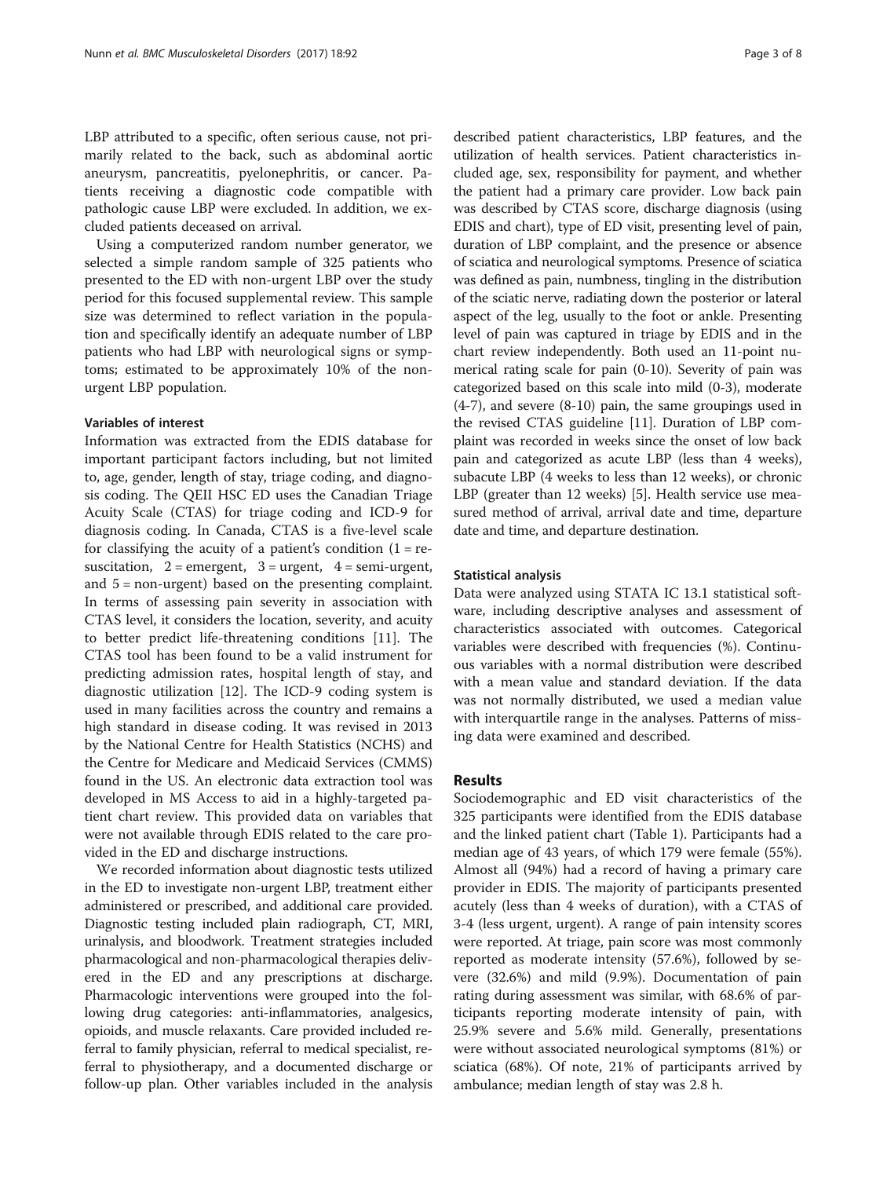LBP attributed to a specific, often serious cause, not primarily related to the back, such as abdominal aortic aneurysm, pancreatitis, pyelonephritis, or cancer. Patients receiving a diagnostic code compatible with pathologic cause LBP were excluded. In addition, we excluded patients deceased on arrival.

Using a computerized random number generator, we selected a simple random sample of 325 patients who presented to the ED with non-urgent LBP over the study period for this focused supplemental review. This sample size was determined to reflect variation in the population and specifically identify an adequate number of LBP patients who had LBP with neurological signs or symptoms; estimated to be approximately 10% of the non-urgent LBP population.

### Variables of interest

Information was extracted from the EDIS database for important participant factors including, but not limited to, age, gender, length of stay, triage coding, and diagnosis coding. The QEII HSC ED uses the Canadian Triage Acuity Scale (CTAS) for triage coding and ICD-9 for diagnosis coding. In Canada, CTAS is a five-level scale for classifying the acuity of a patient's condition (1 = resuscitation, 2 = emergent, 3 = urgent, 4 = semi-urgent, and 5 = non-urgent) based on the presenting complaint. In terms of assessing pain severity in association with CTAS level, it considers the location, severity, and acuity to better predict life-threatening conditions [11]. The CTAS tool has been found to be a valid instrument for predicting admission rates, hospital length of stay, and diagnostic utilization [12]. The ICD-9 coding system is used in many facilities across the country and remains a high standard in disease coding. It was revised in 2013 by the National Centre for Health Statistics (NCHS) and the Centre for Medicare and Medicaid Services (CMMS) found in the US. An electronic data extraction tool was developed in MS Access to aid in a highly-targeted patient chart review. This provided data on variables that were not available through EDIS related to the care provided in the ED and discharge instructions.

We recorded information about diagnostic tests utilized in the ED to investigate non-urgent LBP, treatment either administered or prescribed, and additional care provided. Diagnostic testing included plain radiograph, CT, MRI, urinalysis, and bloodwork. Treatment strategies included pharmacological and non-pharmacological therapies delivered in the ED and any prescriptions at discharge. Pharmacologic interventions were grouped into the following drug categories: anti-inflammatories, analgesics, opioids, and muscle relaxants. Care provided included referral to family physician, referral to medical specialist, referral to physiotherapy, and a documented discharge or follow-up plan. Other variables included in the analysis described patient characteristics, LBP features, and the utilization of health services. Patient characteristics included age, sex, responsibility for payment, and whether the patient had a primary care provider. Low back pain was described by CTAS score, discharge diagnosis (using EDIS and chart), type of ED visit, presenting level of pain, duration of LBP complaint, and the presence or absence of sciatica and neurological symptoms. Presence of sciatica was defined as pain, numbness, tingling in the distribution of the sciatic nerve, radiating down the posterior or lateral aspect of the leg, usually to the foot or ankle. Presenting level of pain was captured in triage by EDIS and in the chart review independently. Both used an 11-point numerical rating scale for pain (0-10). Severity of pain was categorized based on this scale into mild (0-3), moderate (4-7), and severe (8-10) pain, the same groupings used in the revised CTAS guideline [11]. Duration of LBP complaint was recorded in weeks since the onset of low back pain and categorized as acute LBP (less than 4 weeks), subacute LBP (4 weeks to less than 12 weeks), or chronic LBP (greater than 12 weeks) [5]. Health service use measured method of arrival, arrival date and time, departure date and time, and departure destination.

### Statistical analysis

Data were analyzed using STATA IC 13.1 statistical software, including descriptive analyses and assessment of characteristics associated with outcomes. Categorical variables were described with frequencies (%). Continuous variables with a normal distribution were described with a mean value and standard deviation. If the data was not normally distributed, we used a median value with interquartile range in the analyses. Patterns of missing data were examined and described.

## Results

Sociodemographic and ED visit characteristics of the 325 participants were identified from the EDIS database and the linked patient chart (Table 1). Participants had a median age of 43 years, of which 179 were female (55%). Almost all (94%) had a record of having a primary care provider in EDIS. The majority of participants presented acutely (less than 4 weeks of duration), with a CTAS of 3-4 (less urgent, urgent). A range of pain intensity scores were reported. At triage, pain score was most commonly reported as moderate intensity (57.6%), followed by severe (32.6%) and mild (9.9%). Documentation of pain rating during assessment was similar, with 68.6% of participants reporting moderate intensity of pain, with 25.9% severe and 5.6% mild. Generally, presentations were without associated neurological symptoms (81%) or sciatica (68%). Of note, 21% of participants arrived by ambulance; median length of stay was 2.8 h.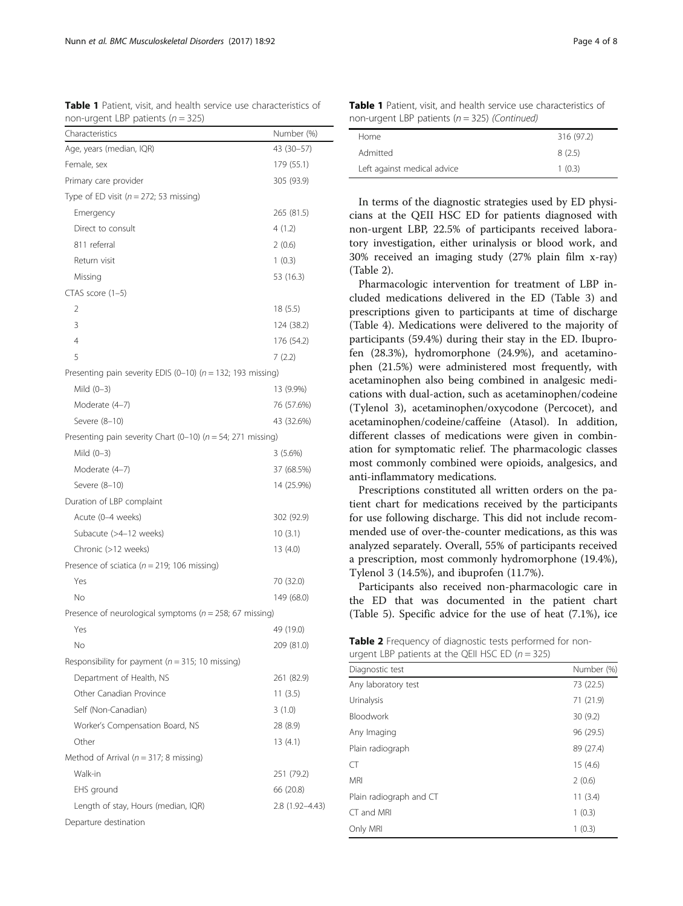**Table 1** Patient, visit, and health service use characteristics of non-urgent LBP patients ($n = 325$)

| Characteristics | Number (%) |
|---|---|
| Age, years (median, IQR) | 43 (30–57) |
| Female, sex | 179 (55.1) |
| Primary care provider | 305 (93.9) |
| Type of ED visit ($n = 272$; 53 missing) | |
| Emergency | 265 (81.5) |
| Direct to consult | 4 (1.2) |
| 811 referral | 2 (0.6) |
| Return visit | 1 (0.3) |
| Missing | 53 (16.3) |
| CTAS score (1–5) | |
| 2 | 18 (5.5) |
| 3 | 124 (38.2) |
| 4 | 176 (54.2) |
| 5 | 7 (2.2) |
| Presenting pain severity EDIS (0–10) ($n = 132$; 193 missing) | |
| Mild (0–3) | 13 (9.9%) |
| Moderate (4–7) | 76 (57.6%) |
| Severe (8–10) | 43 (32.6%) |
| Presenting pain severity Chart (0–10) ($n = 54$; 271 missing) | |
| Mild (0–3) | 3 (5.6%) |
| Moderate (4–7) | 37 (68.5%) |
| Severe (8–10) | 14 (25.9%) |
| Duration of LBP complaint | |
| Acute (0–4 weeks) | 302 (92.9) |
| Subacute (>4–12 weeks) | 10 (3.1) |
| Chronic (>12 weeks) | 13 (4.0) |
| Presence of sciatica ($n = 219$; 106 missing) | |
| Yes | 70 (32.0) |
| No | 149 (68.0) |
| Presence of neurological symptoms ($n = 258$; 67 missing) | |
| Yes | 49 (19.0) |
| No | 209 (81.0) |
| Responsibility for payment ($n = 315$; 10 missing) | |
| Department of Health, NS | 261 (82.9) |
| Other Canadian Province | 11 (3.5) |
| Self (Non-Canadian) | 3 (1.0) |
| Worker's Compensation Board, NS | 28 (8.9) |
| Other | 13 (4.1) |
| Method of Arrival ($n = 317$; 8 missing) | |
| Walk-in | 251 (79.2) |
| EHS ground | 66 (20.8) |
| Length of stay, Hours (median, IQR) | 2.8 (1.92–4.43) |
| Departure destination | |
| Home | 316 (97.2) |
| Admitted | 8 (2.5) |
| Left against medical advice | 1 (0.3) |

In terms of the diagnostic strategies used by ED physicians at the QEII HSC ED for patients diagnosed with non-urgent LBP, 22.5% of participants received laboratory investigation, either urinalysis or blood work, and 30% received an imaging study (27% plain film x-ray) (Table 2).

Pharmacologic intervention for treatment of LBP included medications delivered in the ED (Table 3) and prescriptions given to participants at time of discharge (Table 4). Medications were delivered to the majority of participants (59.4%) during their stay in the ED. Ibuprofen (28.3%), hydromorphone (24.9%), and acetaminophen (21.5%) were administered most frequently, with acetaminophen also being combined in analgesic medications with dual-action, such as acetaminophen/codeine (Tylenol 3), acetaminophen/oxycodone (Percocet), and acetaminophen/codeine/caffeine (Atasol). In addition, different classes of medications were given in combination for symptomatic relief. The pharmacologic classes most commonly combined were opioids, analgesics, and anti-inflammatory medications.

Prescriptions constituted all written orders on the patient chart for medications received by the participants for use following discharge. This did not include recommended use of over-the-counter medications, as this was analyzed separately. Overall, 55% of participants received a prescription, most commonly hydromorphone (19.4%), Tylenol 3 (14.5%), and ibuprofen (11.7%).

Participants also received non-pharmacologic care in the ED that was documented in the patient chart (Table 5). Specific advice for the use of heat (7.1%), ice

**Table 2** Frequency of diagnostic tests performed for non-urgent LBP patients at the QEII HSC ED ($n = 325$)

| Diagnostic test | Number (%) |
|---|---|
| Any laboratory test | 73 (22.5) |
| Urinalysis | 71 (21.9) |
| Bloodwork | 30 (9.2) |
| Any Imaging | 96 (29.5) |
| Plain radiograph | 89 (27.4) |
| CT | 15 (4.6) |
| MRI | 2 (0.6) |
| Plain radiograph and CT | 11 (3.4) |
| CT and MRI | 1 (0.3) |
| Only MRI | 1 (0.3) |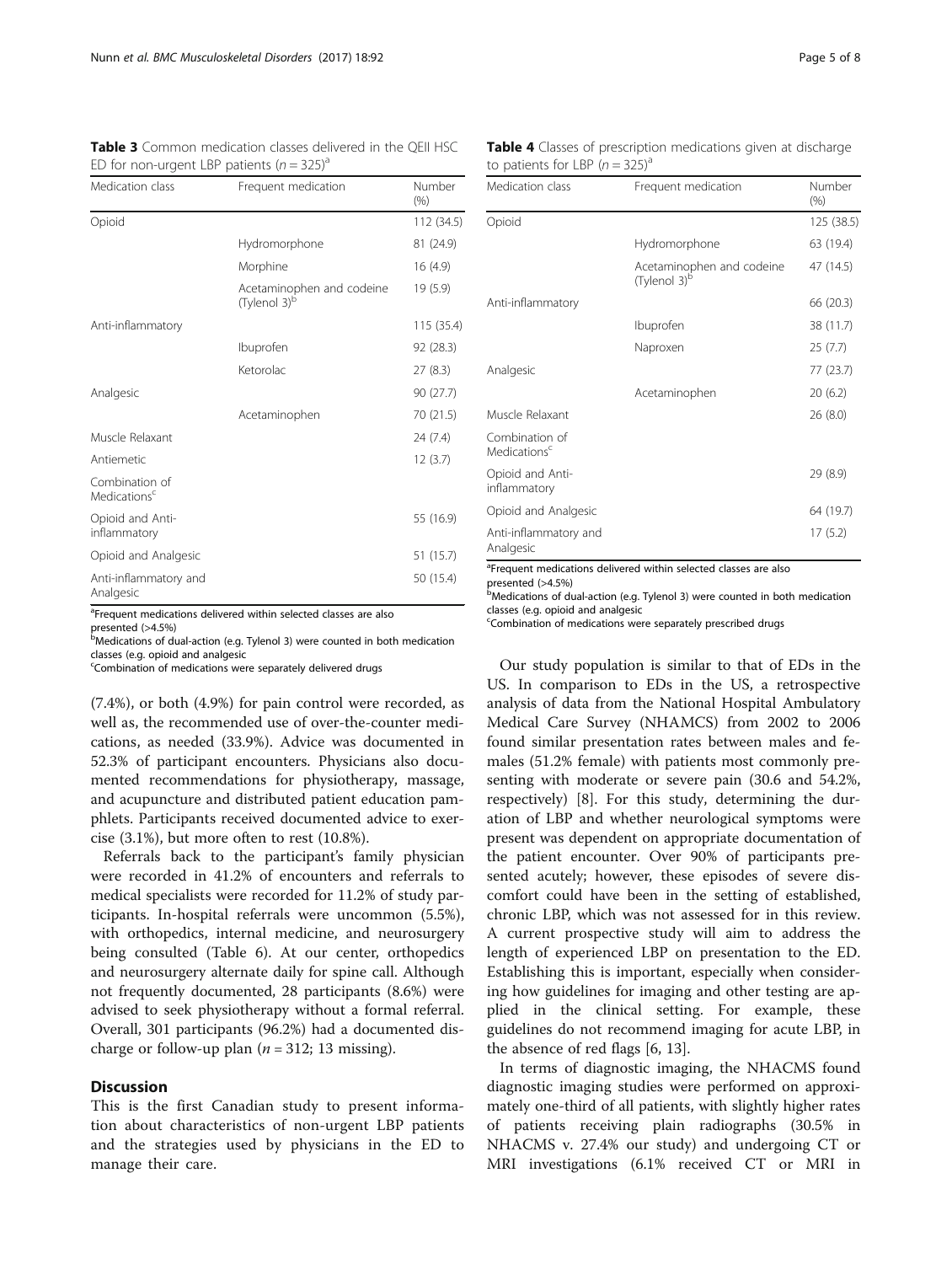**Table 3** Common medication classes delivered in the QEII HSC ED for non-urgent LBP patients ($n = 325$)[a]

| Medication class | Frequent medication | Number (%) |
|---|---|---|
| Opioid | | 112 (34.5) |
| | Hydromorphone | 81 (24.9) |
| | Morphine | 16 (4.9) |
| | Acetaminophen and codeine (Tylenol 3)[b] | 19 (5.9) |
| Anti-inflammatory | | 115 (35.4) |
| | Ibuprofen | 92 (28.3) |
| | Ketorolac | 27 (8.3) |
| Analgesic | | 90 (27.7) |
| | Acetaminophen | 70 (21.5) |
| Muscle Relaxant | | 24 (7.4) |
| Antiemetic | | 12 (3.7) |
| Combination of Medications[c] | | |
| Opioid and Anti-inflammatory | | 55 (16.9) |
| Opioid and Analgesic | | 51 (15.7) |
| Anti-inflammatory and Analgesic | | 50 (15.4) |

[a]Frequent medications delivered within selected classes are also presented (>4.5%)
[b]Medications of dual-action (e.g. Tylenol 3) were counted in both medication classes (e.g. opioid and analgesic
[c]Combination of medications were separately delivered drugs

**Table 4** Classes of prescription medications given at discharge to patients for LBP ($n = 325$)[a]

| Medication class | Frequent medication | Number (%) |
|---|---|---|
| Opioid | | 125 (38.5) |
| | Hydromorphone | 63 (19.4) |
| | Acetaminophen and codeine (Tylenol 3)[b] | 47 (14.5) |
| Anti-inflammatory | | 66 (20.3) |
| | Ibuprofen | 38 (11.7) |
| | Naproxen | 25 (7.7) |
| Analgesic | | 77 (23.7) |
| | Acetaminophen | 20 (6.2) |
| Muscle Relaxant | | 26 (8.0) |
| Combination of Medications[c] | | |
| Opioid and Anti-inflammatory | | 29 (8.9) |
| Opioid and Analgesic | | 64 (19.7) |
| Anti-inflammatory and Analgesic | | 17 (5.2) |

[a]Frequent medications delivered within selected classes are also presented (>4.5%)
[b]Medications of dual-action (e.g. Tylenol 3) were counted in both medication classes (e.g. opioid and analgesic
[c]Combination of medications were separately prescribed drugs

(7.4%), or both (4.9%) for pain control were recorded, as well as, the recommended use of over-the-counter medications, as needed (33.9%). Advice was documented in 52.3% of participant encounters. Physicians also documented recommendations for physiotherapy, massage, and acupuncture and distributed patient education pamphlets. Participants received documented advice to exercise (3.1%), but more often to rest (10.8%).

Referrals back to the participant's family physician were recorded in 41.2% of encounters and referrals to medical specialists were recorded for 11.2% of study participants. In-hospital referrals were uncommon (5.5%), with orthopedics, internal medicine, and neurosurgery being consulted (Table 6). At our center, orthopedics and neurosurgery alternate daily for spine call. Although not frequently documented, 28 participants (8.6%) were advised to seek physiotherapy without a formal referral. Overall, 301 participants (96.2%) had a documented discharge or follow-up plan ($n = 312$; 13 missing).

## Discussion

This is the first Canadian study to present information about characteristics of non-urgent LBP patients and the strategies used by physicians in the ED to manage their care.

Our study population is similar to that of EDs in the US. In comparison to EDs in the US, a retrospective analysis of data from the National Hospital Ambulatory Medical Care Survey (NHAMCS) from 2002 to 2006 found similar presentation rates between males and females (51.2% female) with patients most commonly presenting with moderate or severe pain (30.6 and 54.2%, respectively) [8]. For this study, determining the duration of LBP and whether neurological symptoms were present was dependent on appropriate documentation of the patient encounter. Over 90% of participants presented acutely; however, these episodes of severe discomfort could have been in the setting of established, chronic LBP, which was not assessed for in this review. A current prospective study will aim to address the length of experienced LBP on presentation to the ED. Establishing this is important, especially when considering how guidelines for imaging and other testing are applied in the clinical setting. For example, these guidelines do not recommend imaging for acute LBP, in the absence of red flags [6, 13].

In terms of diagnostic imaging, the NHACMS found diagnostic imaging studies were performed on approximately one-third of all patients, with slightly higher rates of patients receiving plain radiographs (30.5% in NHACMS v. 27.4% our study) and undergoing CT or MRI investigations (6.1% received CT or MRI in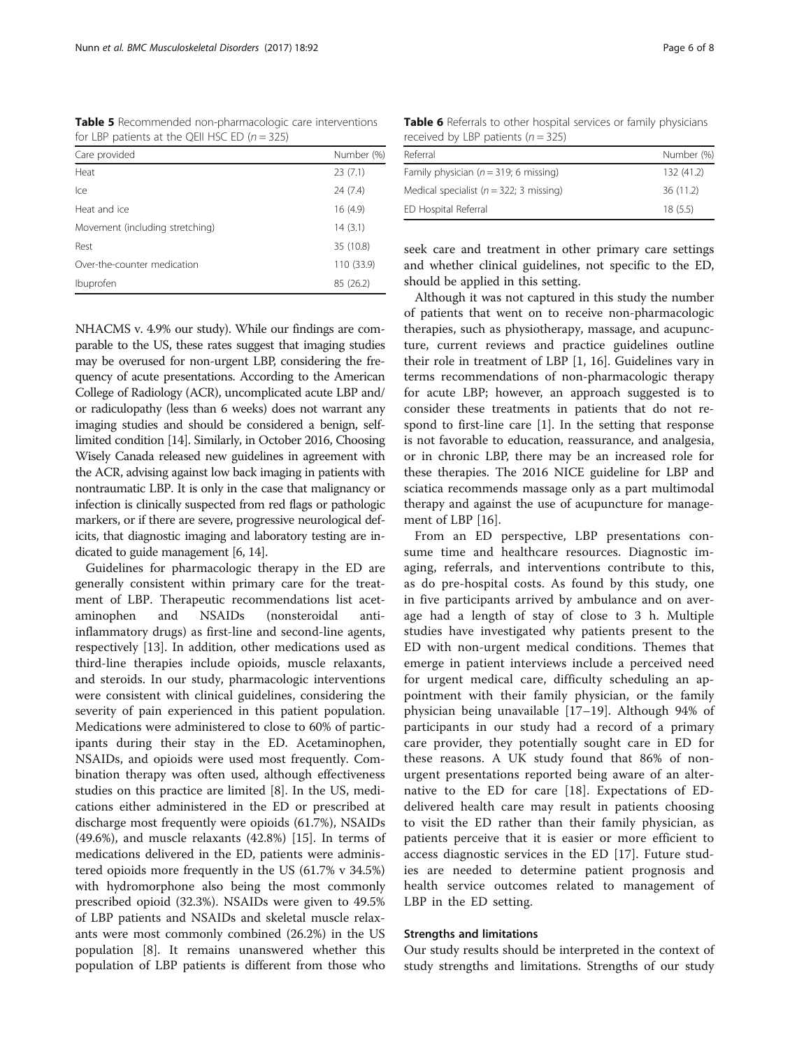**Table 5** Recommended non-pharmacologic care interventions for LBP patients at the QEII HSC ED ($n = 325$)

| Care provided | Number (%) |
|---|---|
| Heat | 23 (7.1) |
| Ice | 24 (7.4) |
| Heat and ice | 16 (4.9) |
| Movement (including stretching) | 14 (3.1) |
| Rest | 35 (10.8) |
| Over-the-counter medication | 110 (33.9) |
| Ibuprofen | 85 (26.2) |

**Table 6** Referrals to other hospital services or family physicians received by LBP patients ($n = 325$)

| Referral | Number (%) |
|---|---|
| Family physician ($n = 319$; 6 missing) | 132 (41.2) |
| Medical specialist ($n = 322$; 3 missing) | 36 (11.2) |
| ED Hospital Referral | 18 (5.5) |

NHACMS v. 4.9% our study). While our findings are comparable to the US, these rates suggest that imaging studies may be overused for non-urgent LBP, considering the frequency of acute presentations. According to the American College of Radiology (ACR), uncomplicated acute LBP and/or radiculopathy (less than 6 weeks) does not warrant any imaging studies and should be considered a benign, self-limited condition [14]. Similarly, in October 2016, Choosing Wisely Canada released new guidelines in agreement with the ACR, advising against low back imaging in patients with nontraumatic LBP. It is only in the case that malignancy or infection is clinically suspected from red flags or pathologic markers, or if there are severe, progressive neurological deficits, that diagnostic imaging and laboratory testing are indicated to guide management [6, 14].

Guidelines for pharmacologic therapy in the ED are generally consistent within primary care for the treatment of LBP. Therapeutic recommendations list acetaminophen and NSAIDs (nonsteroidal anti-inflammatory drugs) as first-line and second-line agents, respectively [13]. In addition, other medications used as third-line therapies include opioids, muscle relaxants, and steroids. In our study, pharmacologic interventions were consistent with clinical guidelines, considering the severity of pain experienced in this patient population. Medications were administered to close to 60% of participants during their stay in the ED. Acetaminophen, NSAIDs, and opioids were used most frequently. Combination therapy was often used, although effectiveness studies on this practice are limited [8]. In the US, medications either administered in the ED or prescribed at discharge most frequently were opioids (61.7%), NSAIDs (49.6%), and muscle relaxants (42.8%) [15]. In terms of medications delivered in the ED, patients were administered opioids more frequently in the US (61.7% v 34.5%) with hydromorphone also being the most commonly prescribed opioid (32.3%). NSAIDs were given to 49.5% of LBP patients and NSAIDs and skeletal muscle relaxants were most commonly combined (26.2%) in the US population [8]. It remains unanswered whether this population of LBP patients is different from those who seek care and treatment in other primary care settings and whether clinical guidelines, not specific to the ED, should be applied in this setting.

Although it was not captured in this study the number of patients that went on to receive non-pharmacologic therapies, such as physiotherapy, massage, and acupuncture, current reviews and practice guidelines outline their role in treatment of LBP [1, 16]. Guidelines vary in terms recommendations of non-pharmacologic therapy for acute LBP; however, an approach suggested is to consider these treatments in patients that do not respond to first-line care [1]. In the setting that response is not favorable to education, reassurance, and analgesia, or in chronic LBP, there may be an increased role for these therapies. The 2016 NICE guideline for LBP and sciatica recommends massage only as a part multimodal therapy and against the use of acupuncture for management of LBP [16].

From an ED perspective, LBP presentations consume time and healthcare resources. Diagnostic imaging, referrals, and interventions contribute to this, as do pre-hospital costs. As found by this study, one in five participants arrived by ambulance and on average had a length of stay of close to 3 h. Multiple studies have investigated why patients present to the ED with non-urgent medical conditions. Themes that emerge in patient interviews include a perceived need for urgent medical care, difficulty scheduling an appointment with their family physician, or the family physician being unavailable [17–19]. Although 94% of participants in our study had a record of a primary care provider, they potentially sought care in ED for these reasons. A UK study found that 86% of non-urgent presentations reported being aware of an alternative to the ED for care [18]. Expectations of ED-delivered health care may result in patients choosing to visit the ED rather than their family physician, as patients perceive that it is easier or more efficient to access diagnostic services in the ED [17]. Future studies are needed to determine patient prognosis and health service outcomes related to management of LBP in the ED setting.

### Strengths and limitations

Our study results should be interpreted in the context of study strengths and limitations. Strengths of our study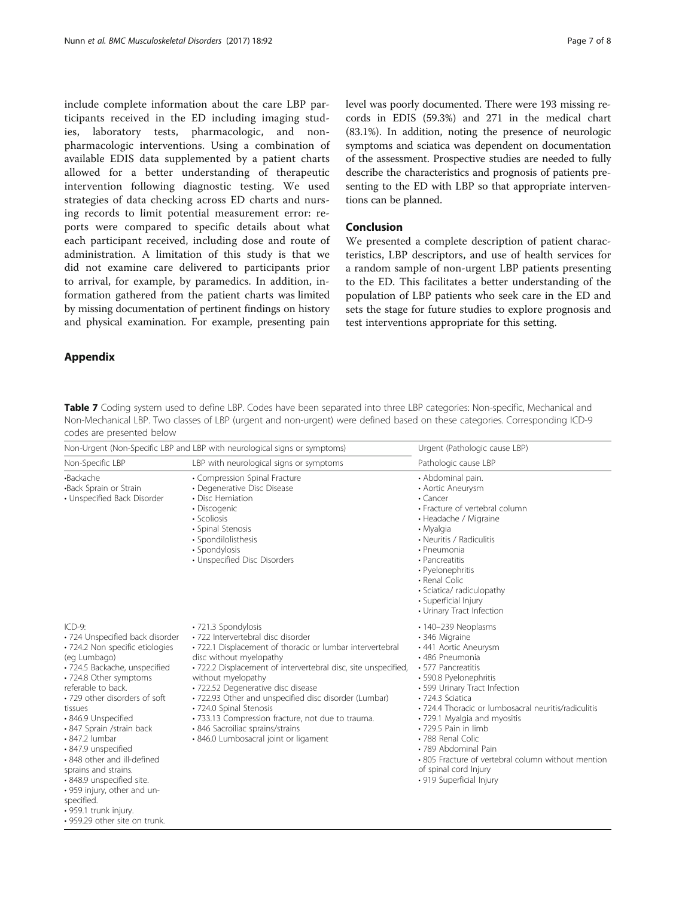include complete information about the care LBP participants received in the ED including imaging studies, laboratory tests, pharmacologic, and non-pharmacologic interventions. Using a combination of available EDIS data supplemented by a patient charts allowed for a better understanding of therapeutic intervention following diagnostic testing. We used strategies of data checking across ED charts and nursing records to limit potential measurement error: reports were compared to specific details about what each participant received, including dose and route of administration. A limitation of this study is that we did not examine care delivered to participants prior to arrival, for example, by paramedics. In addition, information gathered from the patient charts was limited by missing documentation of pertinent findings on history and physical examination. For example, presenting pain level was poorly documented. There were 193 missing records in EDIS (59.3%) and 271 in the medical chart (83.1%). In addition, noting the presence of neurologic symptoms and sciatica was dependent on documentation of the assessment. Prospective studies are needed to fully describe the characteristics and prognosis of patients presenting to the ED with LBP so that appropriate interventions can be planned.

## Conclusion

We presented a complete description of patient characteristics, LBP descriptors, and use of health services for a random sample of non-urgent LBP patients presenting to the ED. This facilitates a better understanding of the population of LBP patients who seek care in the ED and sets the stage for future studies to explore prognosis and test interventions appropriate for this setting.

## Appendix

**Table 7** Coding system used to define LBP. Codes have been separated into three LBP categories: Non-specific, Mechanical and Non-Mechanical LBP. Two classes of LBP (urgent and non-urgent) were defined based on these categories. Corresponding ICD-9 codes are presented below

| Non-Urgent (Non-Specific LBP and LBP with neurological signs or symptoms) | | Urgent (Pathologic cause LBP) |
|---|---|---|
| Non-Specific LBP | LBP with neurological signs or symptoms | Pathologic cause LBP |
| •Backache<br>•Back Sprain or Strain<br>• Unspecified Back Disorder | • Compression Spinal Fracture<br>• Degenerative Disc Disease<br>• Disc Herniation<br>• Discogenic<br>• Scoliosis<br>• Spinal Stenosis<br>• Spondilolisthesis<br>• Spondylosis<br>• Unspecified Disc Disorders | • Abdominal pain.<br>• Aortic Aneurysm<br>• Cancer<br>• Fracture of vertebral column<br>• Headache / Migraine<br>• Myalgia<br>• Neuritis / Radiculitis<br>• Pneumonia<br>• Pancreatitis<br>• Pyelonephritis<br>• Renal Colic<br>• Sciatica/ radiculopathy<br>• Superficial Injury<br>• Urinary Tract Infection |
| ICD-9:<br>• 724 Unspecified back disorder<br>• 724.2 Non specific etiologies (eg Lumbago)<br>• 724.5 Backache, unspecified<br>• 724.8 Other symptoms referable to back.<br>• 729 other disorders of soft tissues<br>• 846.9 Unspecified<br>• 847 Sprain /strain back<br>• 847.2 lumbar<br>• 847.9 unspecified<br>• 848 other and ill-defined sprains and strains.<br>• 848.9 unspecified site.<br>• 959 injury, other and unspecified.<br>• 959.1 trunk injury.<br>• 959.29 other site on trunk. | • 721.3 Spondylosis<br>• 722 Intervertebral disc disorder<br>• 722.1 Displacement of thoracic or lumbar intervertebral disc without myelopathy<br>• 722.2 Displacement of intervertebral disc, site unspecified, without myelopathy<br>• 722.52 Degenerative disc disease<br>• 722.93 Other and unspecified disc disorder (Lumbar)<br>• 724.0 Spinal Stenosis<br>• 733.13 Compression fracture, not due to trauma.<br>• 846 Sacroiliac sprains/strains<br>• 846.0 Lumbosacral joint or ligament | • 140–239 Neoplasms<br>• 346 Migraine<br>• 441 Aortic Aneurysm<br>• 486 Pneumonia<br>• 577 Pancreatitis<br>• 590.8 Pyelonephritis<br>• 599 Urinary Tract Infection<br>• 724.3 Sciatica<br>• 724.4 Thoracic or lumbosacral neuritis/radiculitis<br>• 729.1 Myalgia and myositis<br>• 729.5 Pain in limb<br>• 788 Renal Colic<br>• 789 Abdominal Pain<br>• 805 Fracture of vertebral column without mention of spinal cord Injury<br>• 919 Superficial Injury |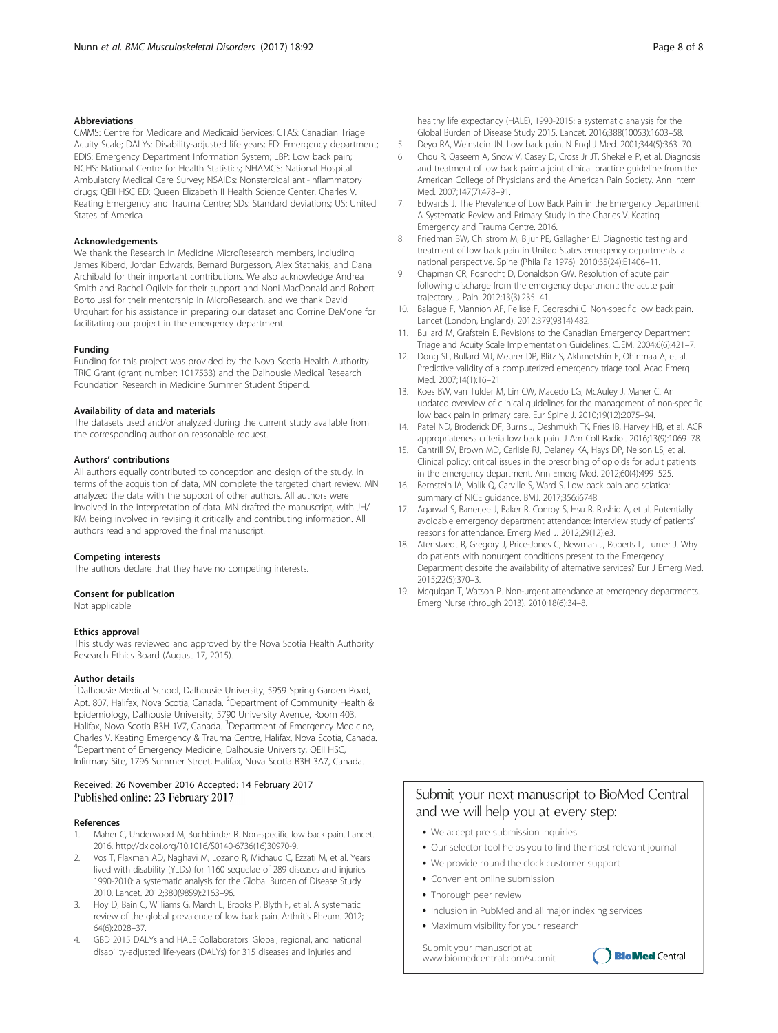### Abbreviations

CMMS: Centre for Medicare and Medicaid Services; CTAS: Canadian Triage Acuity Scale; DALYs: Disability-adjusted life years; ED: Emergency department; EDIS: Emergency Department Information System; LBP: Low back pain; NCHS: National Centre for Health Statistics; NHAMCS: National Hospital Ambulatory Medical Care Survey; NSAIDs: Nonsteroidal anti-inflammatory drugs; QEII HSC ED: Queen Elizabeth II Health Science Center, Charles V. Keating Emergency and Trauma Centre; SDs: Standard deviations; US: United States of America

### Acknowledgements

We thank the Research in Medicine MicroResearch members, including James Kiberd, Jordan Edwards, Bernard Burgesson, Alex Stathakis, and Dana Archibald for their important contributions. We also acknowledge Andrea Smith and Rachel Ogilvie for their support and Noni MacDonald and Robert Bortolussi for their mentorship in MicroResearch, and we thank David Urquhart for his assistance in preparing our dataset and Corrine DeMone for facilitating our project in the emergency department.

### Funding

Funding for this project was provided by the Nova Scotia Health Authority TRIC Grant (grant number: 1017533) and the Dalhousie Medical Research Foundation Research in Medicine Summer Student Stipend.

### Availability of data and materials

The datasets used and/or analyzed during the current study available from the corresponding author on reasonable request.

### Authors' contributions

All authors equally contributed to conception and design of the study. In terms of the acquisition of data, MN complete the targeted chart review. MN analyzed the data with the support of other authors. All authors were involved in the interpretation of data. MN drafted the manuscript, with JH/KM being involved in revising it critically and contributing information. All authors read and approved the final manuscript.

### Competing interests

The authors declare that they have no competing interests.

### Consent for publication

Not applicable

### Ethics approval

This study was reviewed and approved by the Nova Scotia Health Authority Research Ethics Board (August 17, 2015).

### Author details

[1]Dalhousie Medical School, Dalhousie University, 5959 Spring Garden Road, Apt. 807, Halifax, Nova Scotia, Canada. [2]Department of Community Health & Epidemiology, Dalhousie University, 5790 University Avenue, Room 403, Halifax, Nova Scotia B3H 1V7, Canada. [3]Department of Emergency Medicine, Charles V. Keating Emergency & Trauma Centre, Halifax, Nova Scotia, Canada. [4]Department of Emergency Medicine, Dalhousie University, QEII HSC, Infirmary Site, 1796 Summer Street, Halifax, Nova Scotia B3H 3A7, Canada.

Received: 26 November 2016 Accepted: 14 February 2017
Published online: 23 February 2017

### References

1. Maher C, Underwood M, Buchbinder R. Non-specific low back pain. Lancet. 2016. http://dx.doi.org/10.1016/S0140-6736(16)30970-9.
2. Vos T, Flaxman AD, Naghavi M, Lozano R, Michaud C, Ezzati M, et al. Years lived with disability (YLDs) for 1160 sequelae of 289 diseases and injuries 1990-2010: a systematic analysis for the Global Burden of Disease Study 2010. Lancet. 2012;380(9859):2163–96.
3. Hoy D, Bain C, Williams G, March L, Brooks P, Blyth F, et al. A systematic review of the global prevalence of low back pain. Arthritis Rheum. 2012; 64(6):2028–37.
4. GBD 2015 DALYs and HALE Collaborators. Global, regional, and national disability-adjusted life-years (DALYs) for 315 diseases and injuries and healthy life expectancy (HALE), 1990-2015: a systematic analysis for the Global Burden of Disease Study 2015. Lancet. 2016;388(10053):1603–58.
5. Deyo RA, Weinstein JN. Low back pain. N Engl J Med. 2001;344(5):363–70.
6. Chou R, Qaseem A, Snow V, Casey D, Cross Jr JT, Shekelle P, et al. Diagnosis and treatment of low back pain: a joint clinical practice guideline from the American College of Physicians and the American Pain Society. Ann Intern Med. 2007;147(7):478–91.
7. Edwards J. The Prevalence of Low Back Pain in the Emergency Department: A Systematic Review and Primary Study in the Charles V. Keating Emergency and Trauma Centre. 2016.
8. Friedman BW, Chilstrom M, Bijur PE, Gallagher EJ. Diagnostic testing and treatment of low back pain in United States emergency departments: a national perspective. Spine (Phila Pa 1976). 2010;35(24):E1406–11.
9. Chapman CR, Fosnocht D, Donaldson GW. Resolution of acute pain following discharge from the emergency department: the acute pain trajectory. J Pain. 2012;13(3):235–41.
10. Balagué F, Mannion AF, Pellisé F, Cedraschi C. Non-specific low back pain. Lancet (London, England). 2012;379(9814):482.
11. Bullard M, Grafstein E. Revisions to the Canadian Emergency Department Triage and Acuity Scale Implementation Guidelines. CJEM. 2004;6(6):421–7.
12. Dong SL, Bullard MJ, Meurer DP, Blitz S, Akhmetshin E, Ohinmaa A, et al. Predictive validity of a computerized emergency triage tool. Acad Emerg Med. 2007;14(1):16–21.
13. Koes BW, van Tulder M, Lin CW, Macedo LG, McAuley J, Maher C. An updated overview of clinical guidelines for the management of non-specific low back pain in primary care. Eur Spine J. 2010;19(12):2075–94.
14. Patel ND, Broderick DF, Burns J, Deshmukh TK, Fries IB, Harvey HB, et al. ACR appropriateness criteria low back pain. J Am Coll Radiol. 2016;13(9):1069–78.
15. Cantrill SV, Brown MD, Carlisle RJ, Delaney KA, Hays DP, Nelson LS, et al. Clinical policy: critical issues in the prescribing of opioids for adult patients in the emergency department. Ann Emerg Med. 2012;60(4):499–525.
16. Bernstein IA, Malik Q, Carville S, Ward S. Low back pain and sciatica: summary of NICE guidance. BMJ. 2017;356:i6748.
17. Agarwal S, Banerjee J, Baker R, Conroy S, Hsu R, Rashid A, et al. Potentially avoidable emergency department attendance: interview study of patients' reasons for attendance. Emerg Med J. 2012;29(12):e3.
18. Atenstaedt R, Gregory J, Price-Jones C, Newman J, Roberts L, Turner J. Why do patients with nonurgent conditions present to the Emergency Department despite the availability of alternative services? Eur J Emerg Med. 2015;22(5):370–3.
19. Mcguigan T, Watson P. Non-urgent attendance at emergency departments. Emerg Nurse (through 2013). 2010;18(6):34–8.

Submit your next manuscript to BioMed Central and we will help you at every step:

- We accept pre-submission inquiries
- Our selector tool helps you to find the most relevant journal
- We provide round the clock customer support
- Convenient online submission
- Thorough peer review
- Inclusion in PubMed and all major indexing services
- Maximum visibility for your research

Submit your manuscript at www.biomedcentral.com/submit

BioMed Central